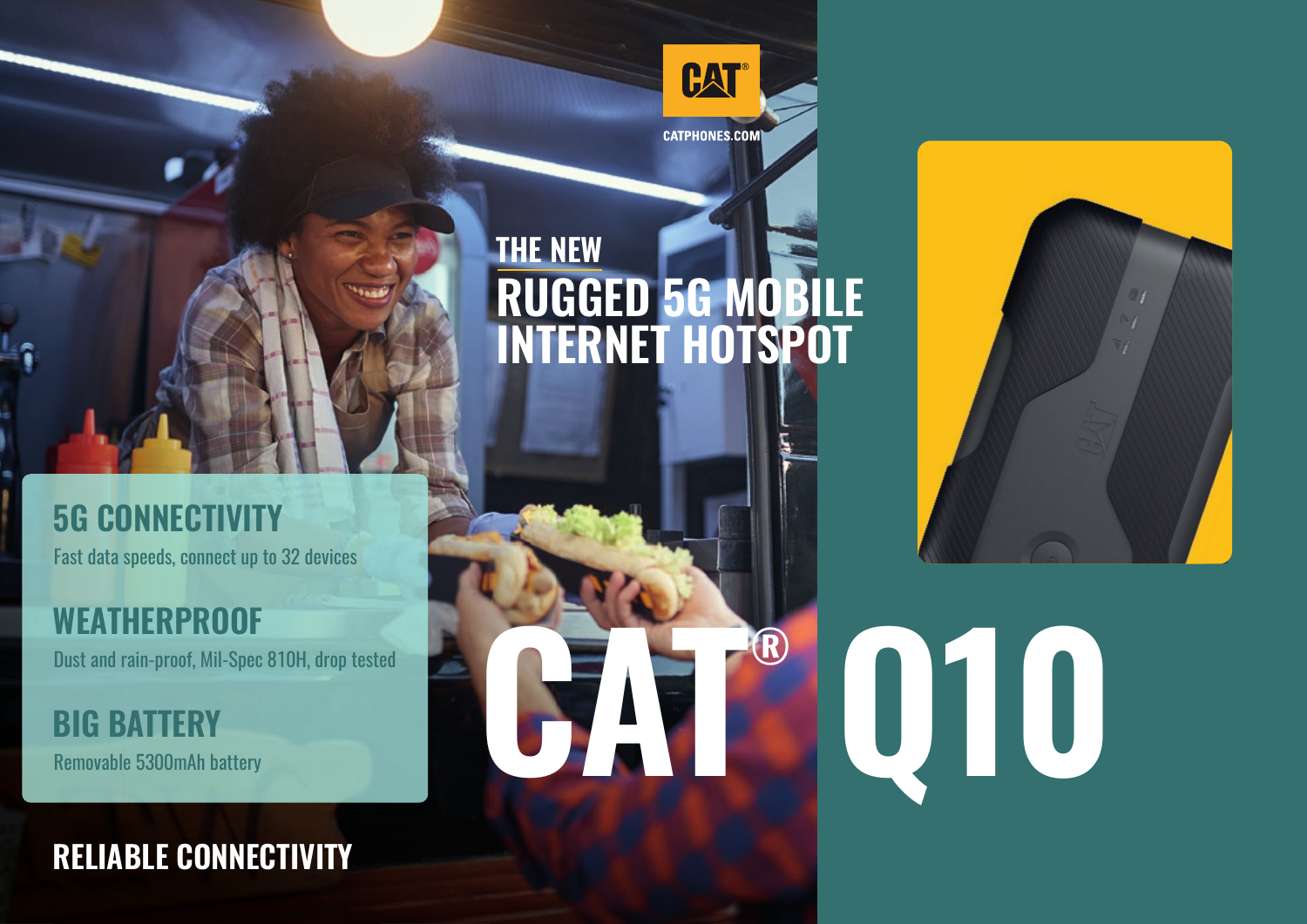CAT

CATPHONES.COM

THE NEW

# RUGGED 5G MOBILE INTERNET HOTSPOT

## 5G CONNECTIVITY

Fast data speeds, connect up to 32 devices

## WEATHERPROOF

Dust and rain-proof, Mil-Spec 810H, drop tested

## BIG BATTERY

Removable 5300mAh battery

# CAT® Q10

## RELIABLE CONNECTIVITY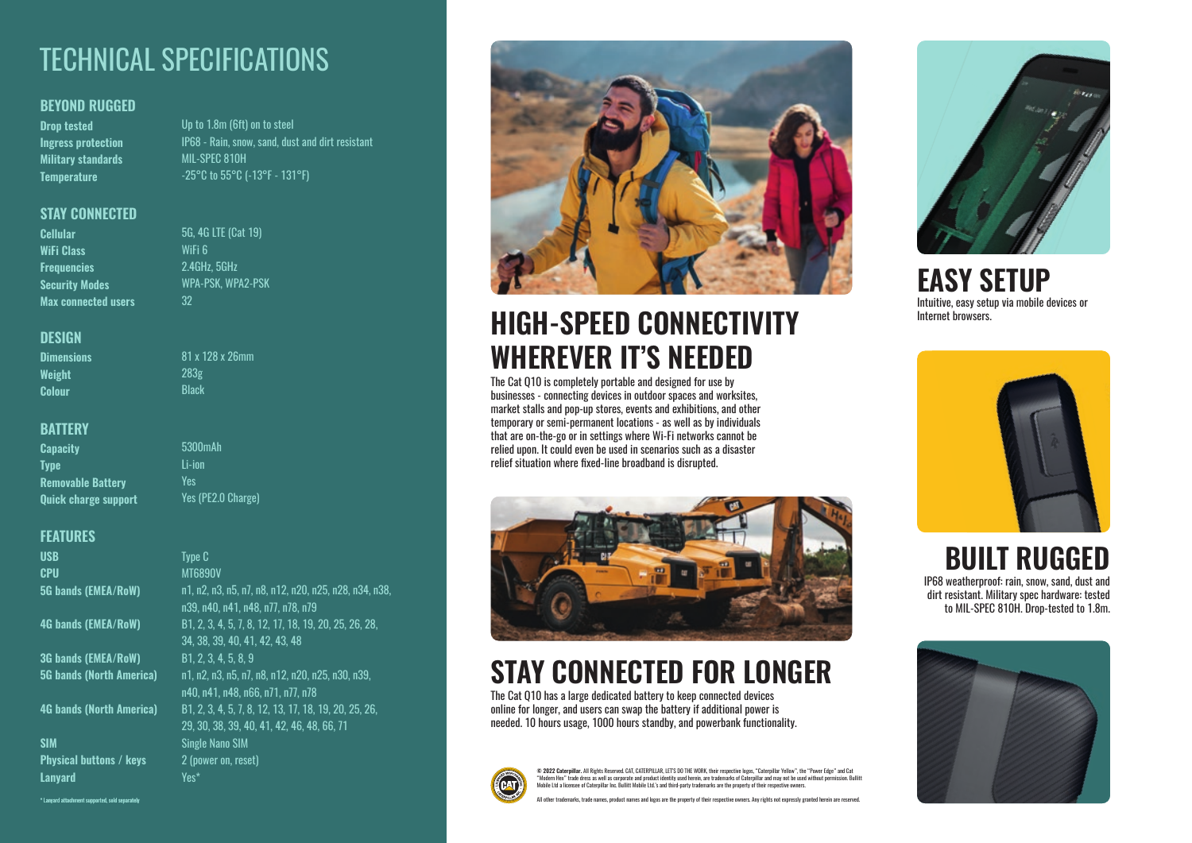# TECHNICAL SPECIFICATIONS

## BEYOND RUGGED

| | |
|---|---|
| **Drop tested** | Up to 1.8m (6ft) on to steel |
| **Ingress protection** | IP68 - Rain, snow, sand, dust and dirt resistant |
| **Military standards** | MIL-SPEC 810H |
| **Temperature** | -25°C to 55°C (-13°F - 131°F) |

## STAY CONNECTED

| | |
|---|---|
| **Cellular** | 5G, 4G LTE (Cat 19) |
| **WiFi Class** | WiFi 6 |
| **Frequencies** | 2.4GHz, 5GHz |
| **Security Modes** | WPA-PSK, WPA2-PSK |
| **Max connected users** | 32 |

## DESIGN

| | |
|---|---|
| **Dimensions** | 81 x 128 x 26mm |
| **Weight** | 283g |
| **Colour** | Black |

## BATTERY

| | |
|---|---|
| **Capacity** | 5300mAh |
| **Type** | Li-ion |
| **Removable Battery** | Yes |
| **Quick charge support** | Yes (PE2.0 Charge) |

## FEATURES

| | |
|---|---|
| **USB** | Type C |
| **CPU** | MT6890V |
| **5G bands (EMEA/RoW)** | n1, n2, n3, n5, n7, n8, n12, n20, n25, n28, n34, n38, n39, n40, n41, n48, n77, n78, n79 |
| **4G bands (EMEA/RoW)** | B1, 2, 3, 4, 5, 7, 8, 12, 17, 18, 19, 20, 25, 26, 28, 34, 38, 39, 40, 41, 42, 43, 48 |
| **3G bands (EMEA/RoW)** | B1, 2, 3, 4, 5, 8, 9 |
| **5G bands (North America)** | n1, n2, n3, n5, n7, n8, n12, n20, n25, n30, n39, n40, n41, n48, n66, n71, n77, n78 |
| **4G bands (North America)** | B1, 2, 3, 4, 5, 7, 8, 12, 13, 17, 18, 19, 20, 25, 26, 29, 30, 38, 39, 40, 41, 42, 46, 48, 66, 71 |
| **SIM** | Single Nano SIM |
| **Physical buttons / keys** | 2 (power on, reset) |
| **Lanyard** | Yes* |

\* Lanyard attachment supported, sold separately

# HIGH-SPEED CONNECTIVITY WHEREVER IT'S NEEDED

The Cat Q10 is completely portable and designed for use by businesses - connecting devices in outdoor spaces and worksites, market stalls and pop-up stores, events and exhibitions, and other temporary or semi-permanent locations - as well as by individuals that are on-the-go or in settings where Wi-Fi networks cannot be relied upon. It could even be used in scenarios such as a disaster relief situation where fixed-line broadband is disrupted.

# STAY CONNECTED FOR LONGER

The Cat Q10 has a large dedicated battery to keep connected devices online for longer, and users can swap the battery if additional power is needed. 10 hours usage, 1000 hours standby, and powerbank functionality.

# EASY SETUP

Intuitive, easy setup via mobile devices or Internet browsers.

# BUILT RUGGED

IP68 weatherproof: rain, snow, sand, dust and dirt resistant. Military spec hardware: tested to MIL-SPEC 810H. Drop-tested to 1.8m.

**© 2022 Caterpillar.** All Rights Reserved. CAT, CATERPILLAR, LET'S DO THE WORK, their respective logos, "Caterpillar Yellow", the "Power Edge" and Cat "Modern Hex" trade dress as well as corporate and product identity used herein, are trademarks of Caterpillar and may not be used without permission. Bullitt Mobile Ltd a licensee of Caterpillar Inc. Bullitt Mobile Ltd.'s and third-party trademarks are the property of their respective owners.

All other trademarks, trade names, product names and logos are the property of their respective owners. Any rights not expressly granted herein are reserved.